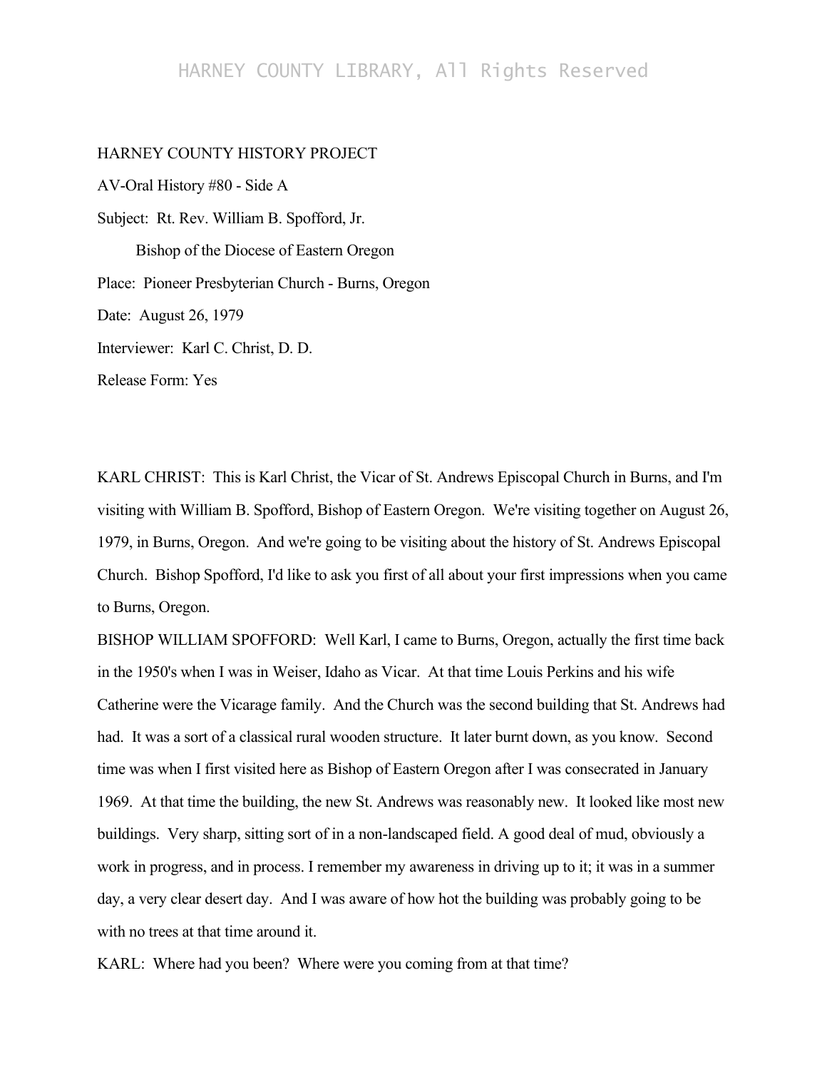HARNEY COUNTY HISTORY PROJECT

AV-Oral History #80 - Side A

Subject: Rt. Rev. William B. Spofford, Jr.

Bishop of the Diocese of Eastern Oregon

Place: Pioneer Presbyterian Church - Burns, Oregon

Date: August 26, 1979

Interviewer: Karl C. Christ, D. D.

Release Form: Yes

KARL CHRIST: This is Karl Christ, the Vicar of St. Andrews Episcopal Church in Burns, and I'm visiting with William B. Spofford, Bishop of Eastern Oregon. We're visiting together on August 26, 1979, in Burns, Oregon. And we're going to be visiting about the history of St. Andrews Episcopal Church. Bishop Spofford, I'd like to ask you first of all about your first impressions when you came to Burns, Oregon.

BISHOP WILLIAM SPOFFORD: Well Karl, I came to Burns, Oregon, actually the first time back in the 1950's when I was in Weiser, Idaho as Vicar. At that time Louis Perkins and his wife Catherine were the Vicarage family. And the Church was the second building that St. Andrews had had. It was a sort of a classical rural wooden structure. It later burnt down, as you know. Second time was when I first visited here as Bishop of Eastern Oregon after I was consecrated in January 1969. At that time the building, the new St. Andrews was reasonably new. It looked like most new buildings. Very sharp, sitting sort of in a non-landscaped field. A good deal of mud, obviously a work in progress, and in process. I remember my awareness in driving up to it; it was in a summer day, a very clear desert day. And I was aware of how hot the building was probably going to be with no trees at that time around it.

KARL: Where had you been? Where were you coming from at that time?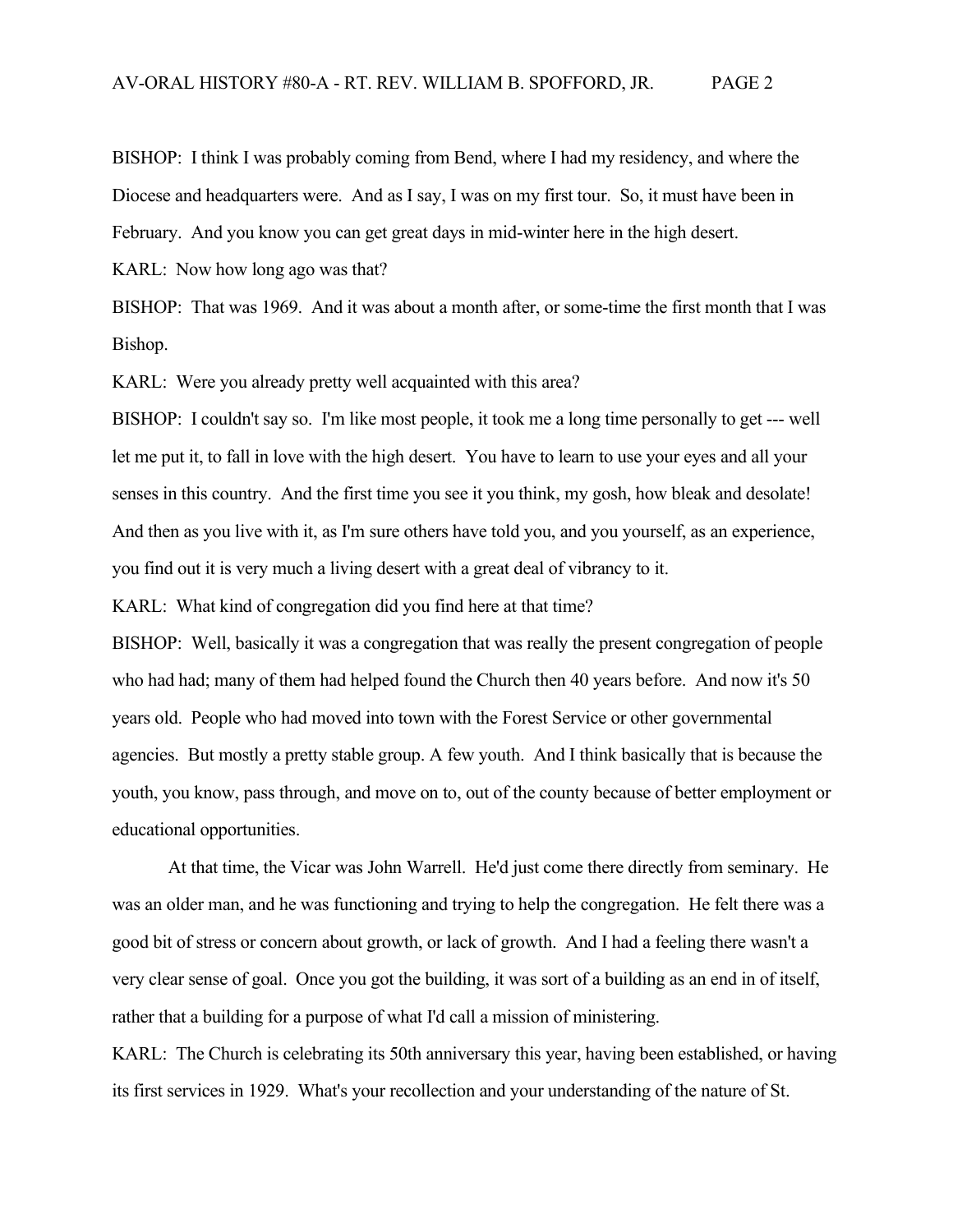BISHOP: I think I was probably coming from Bend, where I had my residency, and where the Diocese and headquarters were. And as I say, I was on my first tour. So, it must have been in February. And you know you can get great days in mid-winter here in the high desert.

KARL: Now how long ago was that?

BISHOP: That was 1969. And it was about a month after, or some-time the first month that I was Bishop.

KARL: Were you already pretty well acquainted with this area?

BISHOP: I couldn't say so. I'm like most people, it took me a long time personally to get --- well let me put it, to fall in love with the high desert. You have to learn to use your eyes and all your senses in this country. And the first time you see it you think, my gosh, how bleak and desolate! And then as you live with it, as I'm sure others have told you, and you yourself, as an experience, you find out it is very much a living desert with a great deal of vibrancy to it.

KARL: What kind of congregation did you find here at that time?

BISHOP: Well, basically it was a congregation that was really the present congregation of people who had had; many of them had helped found the Church then 40 years before. And now it's 50 years old. People who had moved into town with the Forest Service or other governmental agencies. But mostly a pretty stable group. A few youth. And I think basically that is because the youth, you know, pass through, and move on to, out of the county because of better employment or educational opportunities.

At that time, the Vicar was John Warrell. He'd just come there directly from seminary. He was an older man, and he was functioning and trying to help the congregation. He felt there was a good bit of stress or concern about growth, or lack of growth. And I had a feeling there wasn't a very clear sense of goal. Once you got the building, it was sort of a building as an end in of itself, rather that a building for a purpose of what I'd call a mission of ministering.

KARL: The Church is celebrating its 50th anniversary this year, having been established, or having its first services in 1929. What's your recollection and your understanding of the nature of St.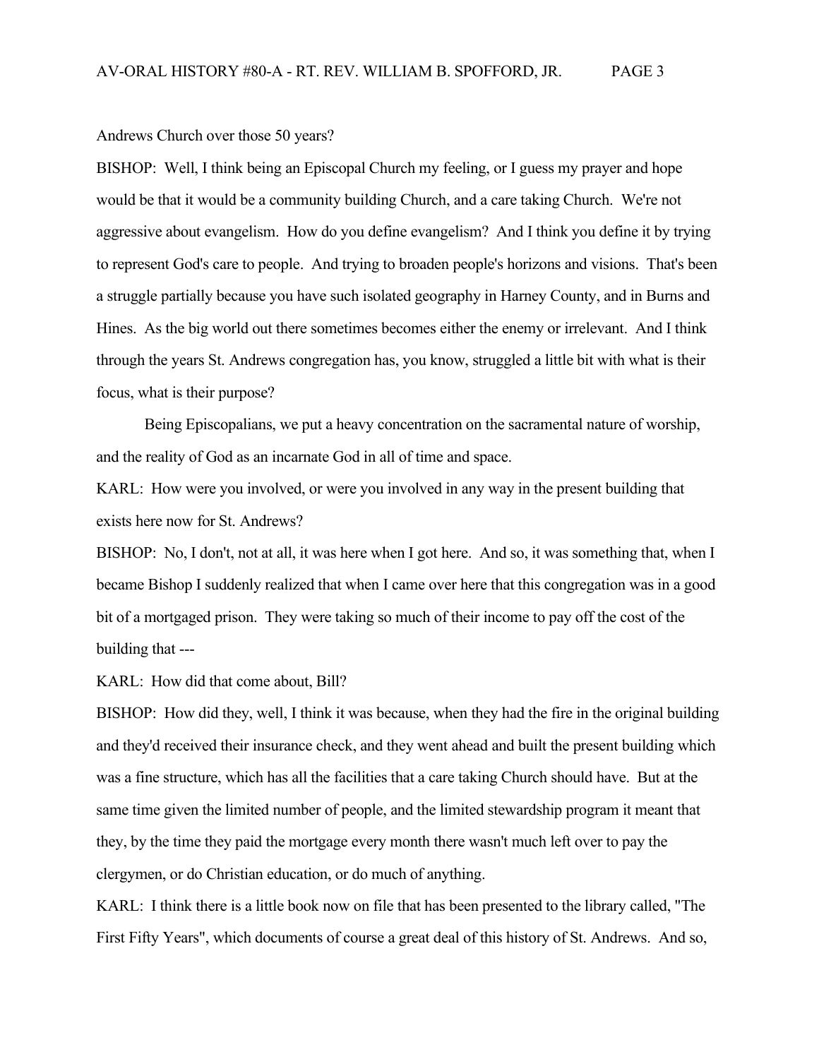Andrews Church over those 50 years?

BISHOP: Well, I think being an Episcopal Church my feeling, or I guess my prayer and hope would be that it would be a community building Church, and a care taking Church. We're not aggressive about evangelism. How do you define evangelism? And I think you define it by trying to represent God's care to people. And trying to broaden people's horizons and visions. That's been a struggle partially because you have such isolated geography in Harney County, and in Burns and Hines. As the big world out there sometimes becomes either the enemy or irrelevant. And I think through the years St. Andrews congregation has, you know, struggled a little bit with what is their focus, what is their purpose?

Being Episcopalians, we put a heavy concentration on the sacramental nature of worship, and the reality of God as an incarnate God in all of time and space.

KARL: How were you involved, or were you involved in any way in the present building that exists here now for St. Andrews?

BISHOP: No, I don't, not at all, it was here when I got here. And so, it was something that, when I became Bishop I suddenly realized that when I came over here that this congregation was in a good bit of a mortgaged prison. They were taking so much of their income to pay off the cost of the building that ---

KARL: How did that come about, Bill?

BISHOP: How did they, well, I think it was because, when they had the fire in the original building and they'd received their insurance check, and they went ahead and built the present building which was a fine structure, which has all the facilities that a care taking Church should have. But at the same time given the limited number of people, and the limited stewardship program it meant that they, by the time they paid the mortgage every month there wasn't much left over to pay the clergymen, or do Christian education, or do much of anything.

KARL: I think there is a little book now on file that has been presented to the library called, "The First Fifty Years", which documents of course a great deal of this history of St. Andrews. And so,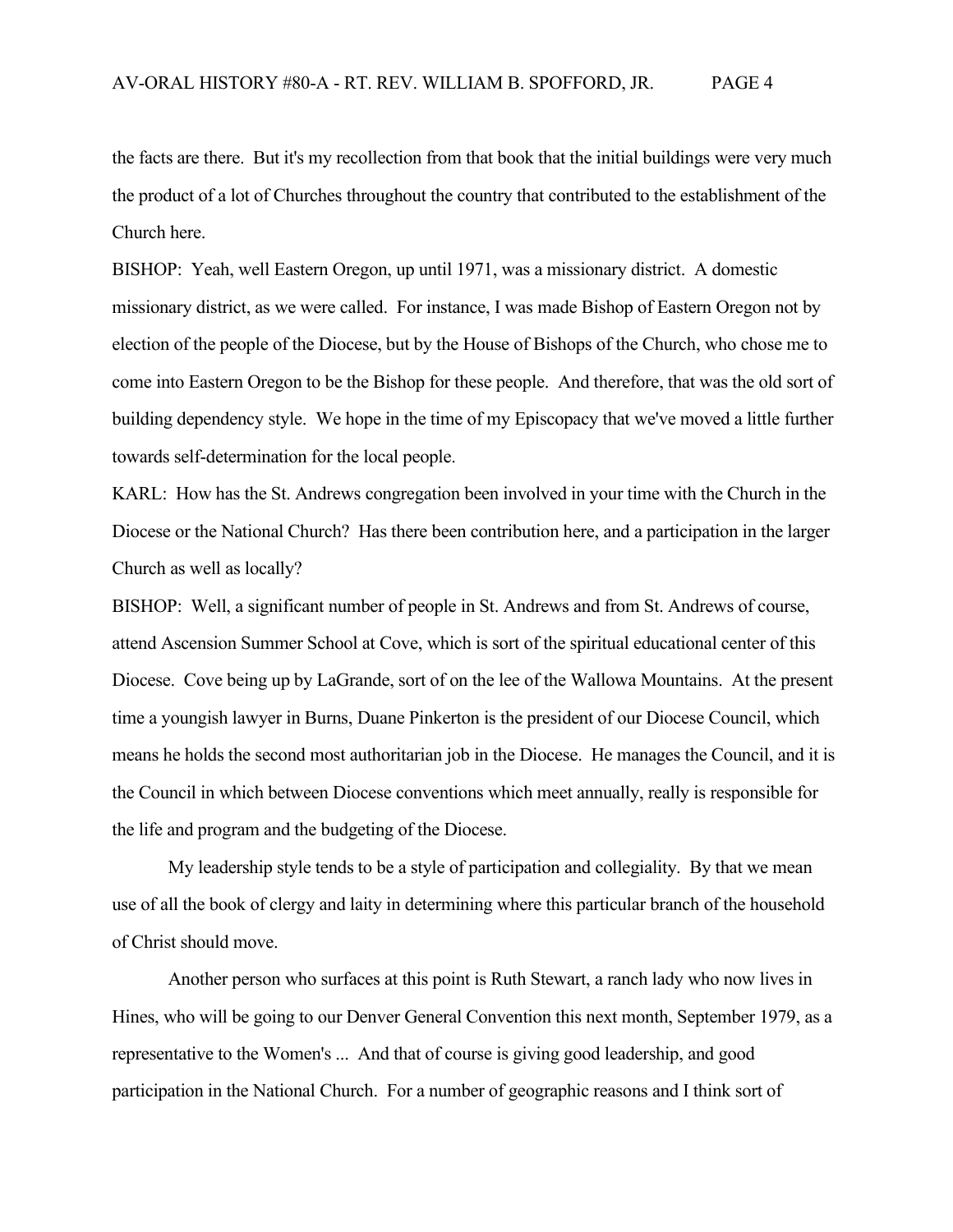the facts are there. But it's my recollection from that book that the initial buildings were very much the product of a lot of Churches throughout the country that contributed to the establishment of the Church here.

BISHOP: Yeah, well Eastern Oregon, up until 1971, was a missionary district. A domestic missionary district, as we were called. For instance, I was made Bishop of Eastern Oregon not by election of the people of the Diocese, but by the House of Bishops of the Church, who chose me to come into Eastern Oregon to be the Bishop for these people. And therefore, that was the old sort of building dependency style. We hope in the time of my Episcopacy that we've moved a little further towards self-determination for the local people.

KARL: How has the St. Andrews congregation been involved in your time with the Church in the Diocese or the National Church? Has there been contribution here, and a participation in the larger Church as well as locally?

BISHOP: Well, a significant number of people in St. Andrews and from St. Andrews of course, attend Ascension Summer School at Cove, which is sort of the spiritual educational center of this Diocese. Cove being up by LaGrande, sort of on the lee of the Wallowa Mountains. At the present time a youngish lawyer in Burns, Duane Pinkerton is the president of our Diocese Council, which means he holds the second most authoritarian job in the Diocese. He manages the Council, and it is the Council in which between Diocese conventions which meet annually, really is responsible for the life and program and the budgeting of the Diocese.

My leadership style tends to be a style of participation and collegiality. By that we mean use of all the book of clergy and laity in determining where this particular branch of the household of Christ should move.

Another person who surfaces at this point is Ruth Stewart, a ranch lady who now lives in Hines, who will be going to our Denver General Convention this next month, September 1979, as a representative to the Women's ... And that of course is giving good leadership, and good participation in the National Church. For a number of geographic reasons and I think sort of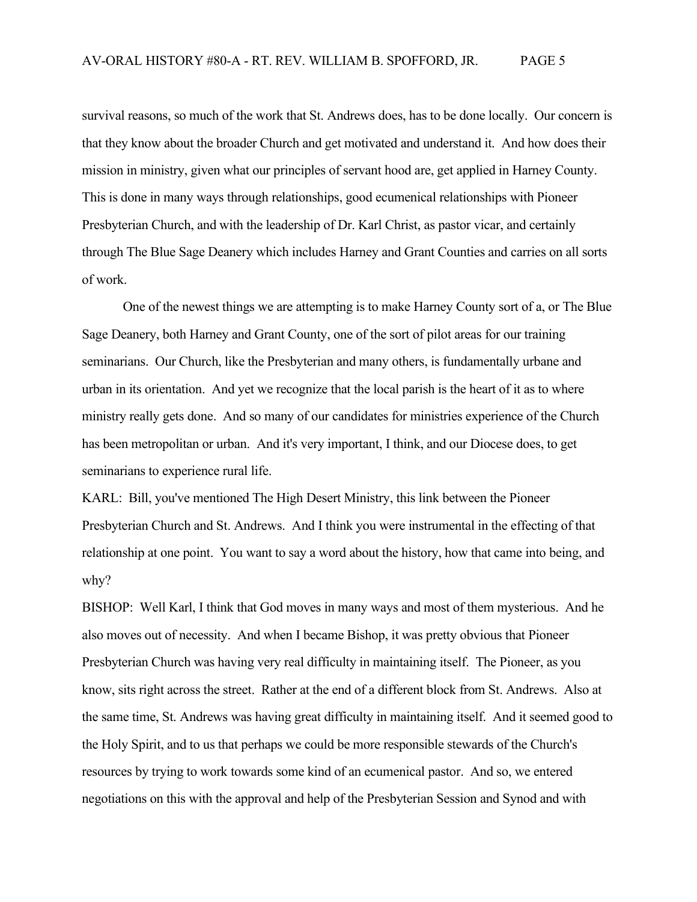survival reasons, so much of the work that St. Andrews does, has to be done locally. Our concern is that they know about the broader Church and get motivated and understand it. And how does their mission in ministry, given what our principles of servant hood are, get applied in Harney County. This is done in many ways through relationships, good ecumenical relationships with Pioneer Presbyterian Church, and with the leadership of Dr. Karl Christ, as pastor vicar, and certainly through The Blue Sage Deanery which includes Harney and Grant Counties and carries on all sorts of work.

One of the newest things we are attempting is to make Harney County sort of a, or The Blue Sage Deanery, both Harney and Grant County, one of the sort of pilot areas for our training seminarians. Our Church, like the Presbyterian and many others, is fundamentally urbane and urban in its orientation. And yet we recognize that the local parish is the heart of it as to where ministry really gets done. And so many of our candidates for ministries experience of the Church has been metropolitan or urban. And it's very important, I think, and our Diocese does, to get seminarians to experience rural life.

KARL: Bill, you've mentioned The High Desert Ministry, this link between the Pioneer Presbyterian Church and St. Andrews. And I think you were instrumental in the effecting of that relationship at one point. You want to say a word about the history, how that came into being, and why?

BISHOP: Well Karl, I think that God moves in many ways and most of them mysterious. And he also moves out of necessity. And when I became Bishop, it was pretty obvious that Pioneer Presbyterian Church was having very real difficulty in maintaining itself. The Pioneer, as you know, sits right across the street. Rather at the end of a different block from St. Andrews. Also at the same time, St. Andrews was having great difficulty in maintaining itself. And it seemed good to the Holy Spirit, and to us that perhaps we could be more responsible stewards of the Church's resources by trying to work towards some kind of an ecumenical pastor. And so, we entered negotiations on this with the approval and help of the Presbyterian Session and Synod and with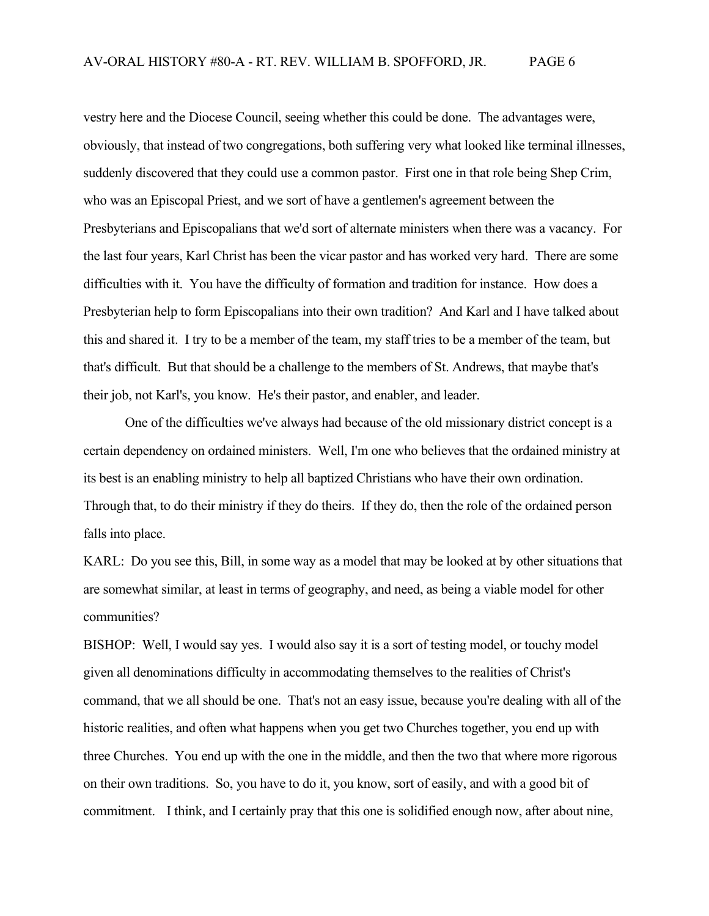vestry here and the Diocese Council, seeing whether this could be done. The advantages were, obviously, that instead of two congregations, both suffering very what looked like terminal illnesses, suddenly discovered that they could use a common pastor. First one in that role being Shep Crim, who was an Episcopal Priest, and we sort of have a gentlemen's agreement between the Presbyterians and Episcopalians that we'd sort of alternate ministers when there was a vacancy. For the last four years, Karl Christ has been the vicar pastor and has worked very hard. There are some difficulties with it. You have the difficulty of formation and tradition for instance. How does a Presbyterian help to form Episcopalians into their own tradition? And Karl and I have talked about this and shared it. I try to be a member of the team, my staff tries to be a member of the team, but that's difficult. But that should be a challenge to the members of St. Andrews, that maybe that's their job, not Karl's, you know. He's their pastor, and enabler, and leader.

One of the difficulties we've always had because of the old missionary district concept is a certain dependency on ordained ministers. Well, I'm one who believes that the ordained ministry at its best is an enabling ministry to help all baptized Christians who have their own ordination. Through that, to do their ministry if they do theirs. If they do, then the role of the ordained person falls into place.

KARL: Do you see this, Bill, in some way as a model that may be looked at by other situations that are somewhat similar, at least in terms of geography, and need, as being a viable model for other communities?

BISHOP: Well, I would say yes. I would also say it is a sort of testing model, or touchy model given all denominations difficulty in accommodating themselves to the realities of Christ's command, that we all should be one. That's not an easy issue, because you're dealing with all of the historic realities, and often what happens when you get two Churches together, you end up with three Churches. You end up with the one in the middle, and then the two that where more rigorous on their own traditions. So, you have to do it, you know, sort of easily, and with a good bit of commitment. I think, and I certainly pray that this one is solidified enough now, after about nine,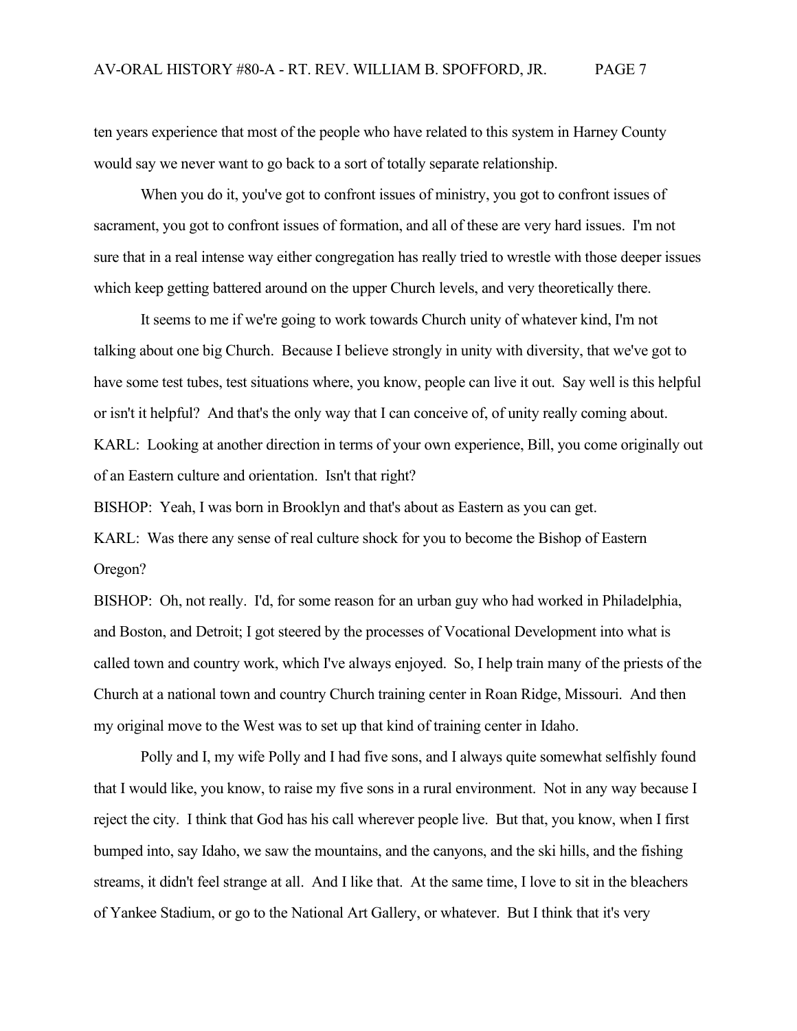ten years experience that most of the people who have related to this system in Harney County would say we never want to go back to a sort of totally separate relationship.

When you do it, you've got to confront issues of ministry, you got to confront issues of sacrament, you got to confront issues of formation, and all of these are very hard issues. I'm not sure that in a real intense way either congregation has really tried to wrestle with those deeper issues which keep getting battered around on the upper Church levels, and very theoretically there.

It seems to me if we're going to work towards Church unity of whatever kind, I'm not talking about one big Church. Because I believe strongly in unity with diversity, that we've got to have some test tubes, test situations where, you know, people can live it out. Say well is this helpful or isn't it helpful? And that's the only way that I can conceive of, of unity really coming about.

KARL: Looking at another direction in terms of your own experience, Bill, you come originally out of an Eastern culture and orientation. Isn't that right?

BISHOP: Yeah, I was born in Brooklyn and that's about as Eastern as you can get.

KARL: Was there any sense of real culture shock for you to become the Bishop of Eastern Oregon?

BISHOP: Oh, not really. I'd, for some reason for an urban guy who had worked in Philadelphia, and Boston, and Detroit; I got steered by the processes of Vocational Development into what is called town and country work, which I've always enjoyed. So, I help train many of the priests of the Church at a national town and country Church training center in Roan Ridge, Missouri. And then my original move to the West was to set up that kind of training center in Idaho.

Polly and I, my wife Polly and I had five sons, and I always quite somewhat selfishly found that I would like, you know, to raise my five sons in a rural environment. Not in any way because I reject the city. I think that God has his call wherever people live. But that, you know, when I first bumped into, say Idaho, we saw the mountains, and the canyons, and the ski hills, and the fishing streams, it didn't feel strange at all. And I like that. At the same time, I love to sit in the bleachers of Yankee Stadium, or go to the National Art Gallery, or whatever. But I think that it's very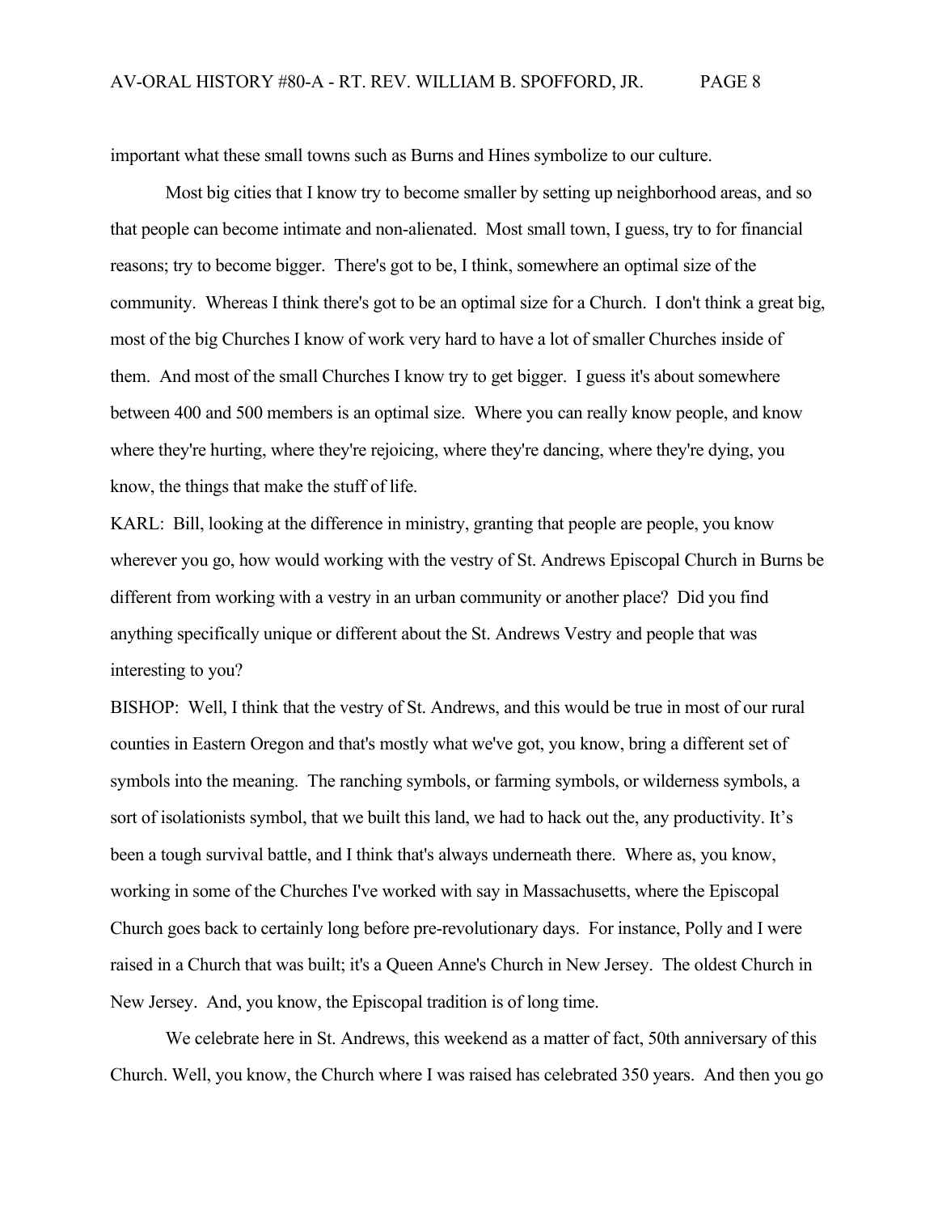important what these small towns such as Burns and Hines symbolize to our culture.

Most big cities that I know try to become smaller by setting up neighborhood areas, and so that people can become intimate and non-alienated. Most small town, I guess, try to for financial reasons; try to become bigger. There's got to be, I think, somewhere an optimal size of the community. Whereas I think there's got to be an optimal size for a Church. I don't think a great big, most of the big Churches I know of work very hard to have a lot of smaller Churches inside of them. And most of the small Churches I know try to get bigger. I guess it's about somewhere between 400 and 500 members is an optimal size. Where you can really know people, and know where they're hurting, where they're rejoicing, where they're dancing, where they're dying, you know, the things that make the stuff of life.

KARL: Bill, looking at the difference in ministry, granting that people are people, you know wherever you go, how would working with the vestry of St. Andrews Episcopal Church in Burns be different from working with a vestry in an urban community or another place? Did you find anything specifically unique or different about the St. Andrews Vestry and people that was interesting to you?

BISHOP: Well, I think that the vestry of St. Andrews, and this would be true in most of our rural counties in Eastern Oregon and that's mostly what we've got, you know, bring a different set of symbols into the meaning. The ranching symbols, or farming symbols, or wilderness symbols, a sort of isolationists symbol, that we built this land, we had to hack out the, any productivity. It's been a tough survival battle, and I think that's always underneath there. Where as, you know, working in some of the Churches I've worked with say in Massachusetts, where the Episcopal Church goes back to certainly long before pre-revolutionary days. For instance, Polly and I were raised in a Church that was built; it's a Queen Anne's Church in New Jersey. The oldest Church in New Jersey. And, you know, the Episcopal tradition is of long time.

We celebrate here in St. Andrews, this weekend as a matter of fact, 50th anniversary of this Church. Well, you know, the Church where I was raised has celebrated 350 years. And then you go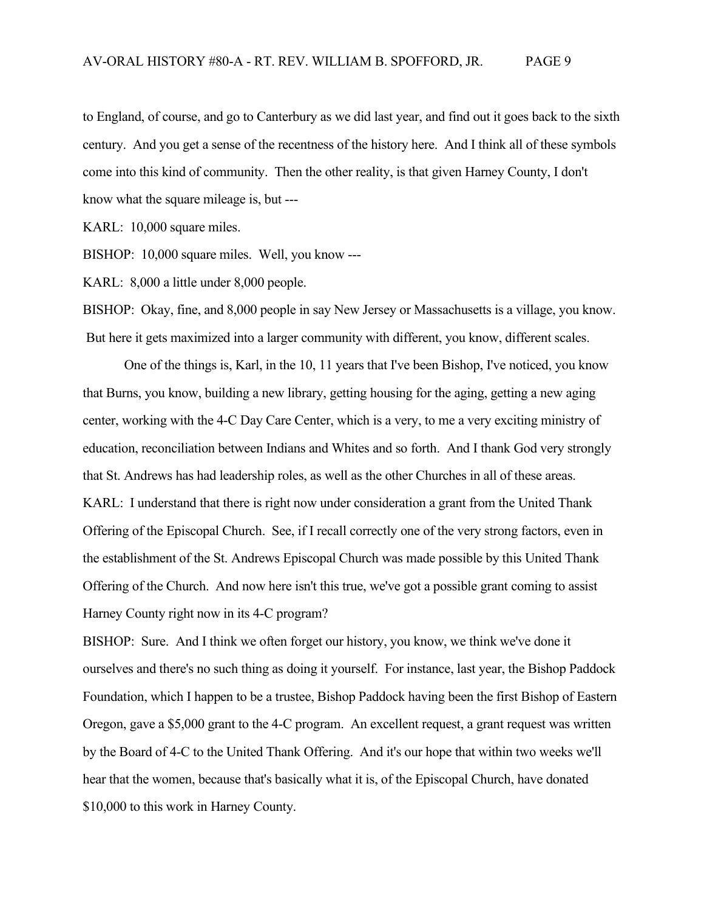to England, of course, and go to Canterbury as we did last year, and find out it goes back to the sixth century. And you get a sense of the recentness of the history here. And I think all of these symbols come into this kind of community. Then the other reality, is that given Harney County, I don't know what the square mileage is, but ---

KARL: 10,000 square miles.

BISHOP: 10,000 square miles. Well, you know ---

KARL: 8,000 a little under 8,000 people.

BISHOP: Okay, fine, and 8,000 people in say New Jersey or Massachusetts is a village, you know. But here it gets maximized into a larger community with different, you know, different scales.

One of the things is, Karl, in the 10, 11 years that I've been Bishop, I've noticed, you know that Burns, you know, building a new library, getting housing for the aging, getting a new aging center, working with the 4-C Day Care Center, which is a very, to me a very exciting ministry of education, reconciliation between Indians and Whites and so forth. And I thank God very strongly that St. Andrews has had leadership roles, as well as the other Churches in all of these areas.

KARL: I understand that there is right now under consideration a grant from the United Thank Offering of the Episcopal Church. See, if I recall correctly one of the very strong factors, even in the establishment of the St. Andrews Episcopal Church was made possible by this United Thank Offering of the Church. And now here isn't this true, we've got a possible grant coming to assist Harney County right now in its 4-C program?

BISHOP: Sure. And I think we often forget our history, you know, we think we've done it ourselves and there's no such thing as doing it yourself. For instance, last year, the Bishop Paddock Foundation, which I happen to be a trustee, Bishop Paddock having been the first Bishop of Eastern Oregon, gave a $5,000 grant to the 4-C program. An excellent request, a grant request was written by the Board of 4-C to the United Thank Offering. And it's our hope that within two weeks we'll hear that the women, because that's basically what it is, of the Episcopal Church, have donated $10,000 to this work in Harney County.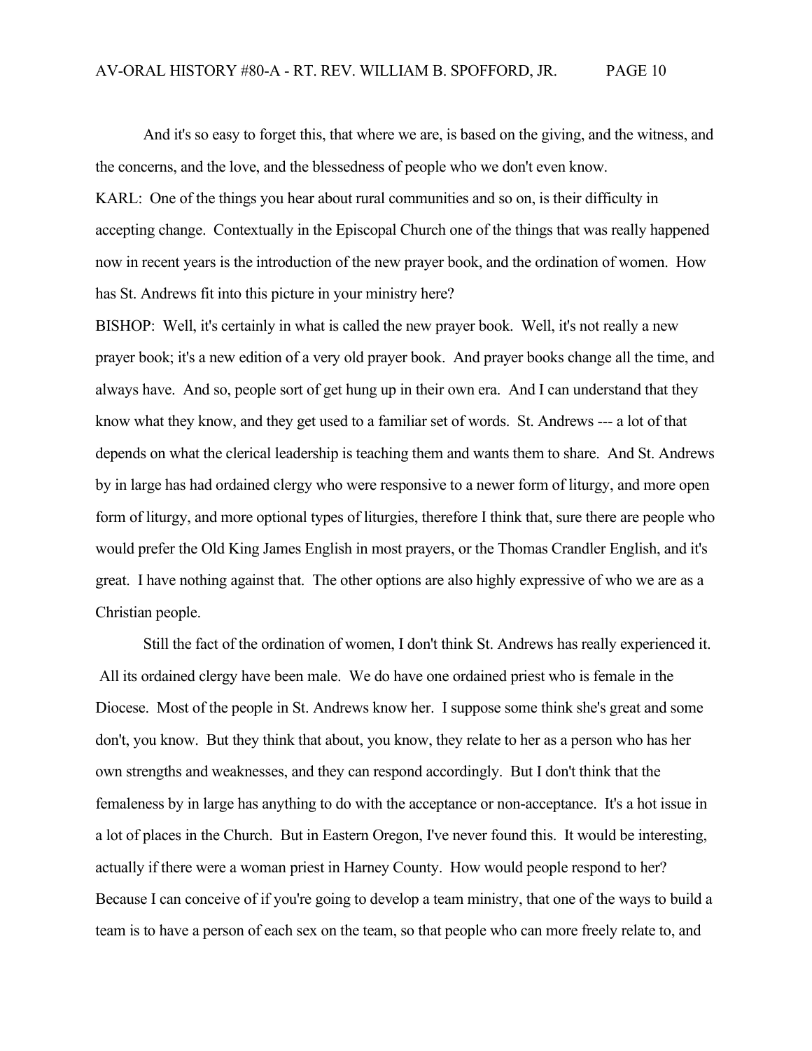And it's so easy to forget this, that where we are, is based on the giving, and the witness, and the concerns, and the love, and the blessedness of people who we don't even know.

KARL: One of the things you hear about rural communities and so on, is their difficulty in accepting change. Contextually in the Episcopal Church one of the things that was really happened now in recent years is the introduction of the new prayer book, and the ordination of women. How has St. Andrews fit into this picture in your ministry here?

BISHOP: Well, it's certainly in what is called the new prayer book. Well, it's not really a new prayer book; it's a new edition of a very old prayer book. And prayer books change all the time, and always have. And so, people sort of get hung up in their own era. And I can understand that they know what they know, and they get used to a familiar set of words. St. Andrews --- a lot of that depends on what the clerical leadership is teaching them and wants them to share. And St. Andrews by in large has had ordained clergy who were responsive to a newer form of liturgy, and more open form of liturgy, and more optional types of liturgies, therefore I think that, sure there are people who would prefer the Old King James English in most prayers, or the Thomas Crandler English, and it's great. I have nothing against that. The other options are also highly expressive of who we are as a Christian people.

Still the fact of the ordination of women, I don't think St. Andrews has really experienced it. All its ordained clergy have been male. We do have one ordained priest who is female in the Diocese. Most of the people in St. Andrews know her. I suppose some think she's great and some don't, you know. But they think that about, you know, they relate to her as a person who has her own strengths and weaknesses, and they can respond accordingly. But I don't think that the femaleness by in large has anything to do with the acceptance or non-acceptance. It's a hot issue in a lot of places in the Church. But in Eastern Oregon, I've never found this. It would be interesting, actually if there were a woman priest in Harney County. How would people respond to her? Because I can conceive of if you're going to develop a team ministry, that one of the ways to build a team is to have a person of each sex on the team, so that people who can more freely relate to, and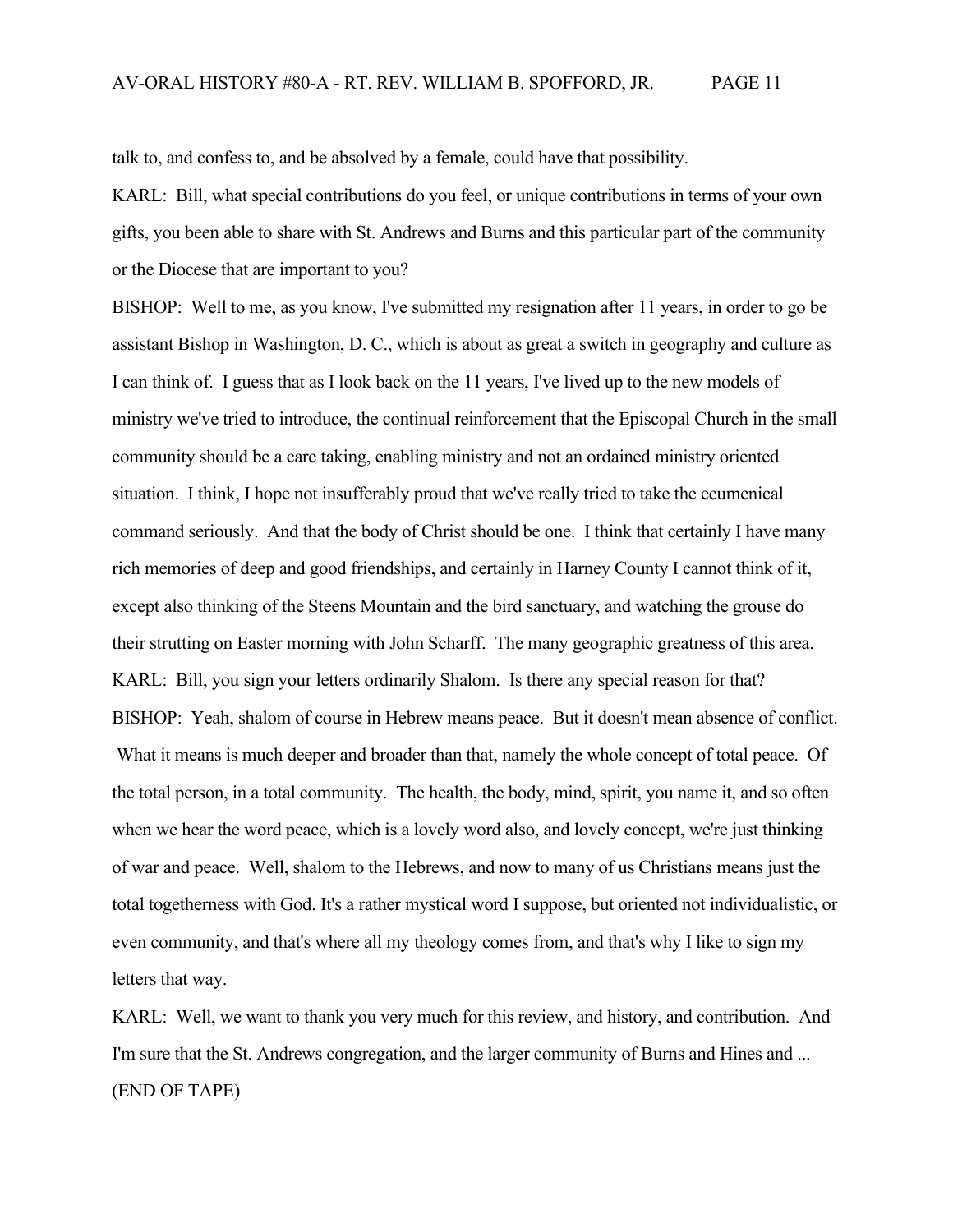talk to, and confess to, and be absolved by a female, could have that possibility.

KARL: Bill, what special contributions do you feel, or unique contributions in terms of your own gifts, you been able to share with St. Andrews and Burns and this particular part of the community or the Diocese that are important to you?

BISHOP: Well to me, as you know, I've submitted my resignation after 11 years, in order to go be assistant Bishop in Washington, D. C., which is about as great a switch in geography and culture as I can think of. I guess that as I look back on the 11 years, I've lived up to the new models of ministry we've tried to introduce, the continual reinforcement that the Episcopal Church in the small community should be a care taking, enabling ministry and not an ordained ministry oriented situation. I think, I hope not insufferably proud that we've really tried to take the ecumenical command seriously. And that the body of Christ should be one. I think that certainly I have many rich memories of deep and good friendships, and certainly in Harney County I cannot think of it, except also thinking of the Steens Mountain and the bird sanctuary, and watching the grouse do their strutting on Easter morning with John Scharff. The many geographic greatness of this area.

KARL: Bill, you sign your letters ordinarily Shalom. Is there any special reason for that?

BISHOP: Yeah, shalom of course in Hebrew means peace. But it doesn't mean absence of conflict. What it means is much deeper and broader than that, namely the whole concept of total peace. Of the total person, in a total community. The health, the body, mind, spirit, you name it, and so often when we hear the word peace, which is a lovely word also, and lovely concept, we're just thinking of war and peace. Well, shalom to the Hebrews, and now to many of us Christians means just the total togetherness with God. It's a rather mystical word I suppose, but oriented not individualistic, or even community, and that's where all my theology comes from, and that's why I like to sign my letters that way.

KARL: Well, we want to thank you very much for this review, and history, and contribution. And I'm sure that the St. Andrews congregation, and the larger community of Burns and Hines and ...

(END OF TAPE)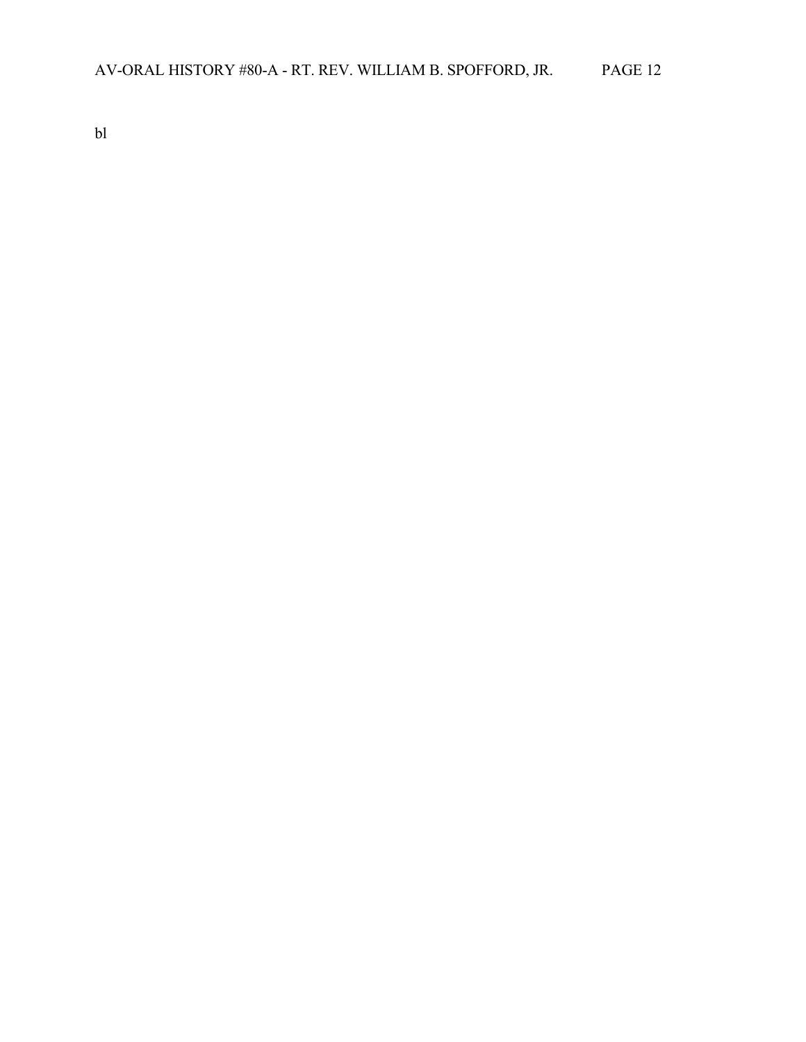bl